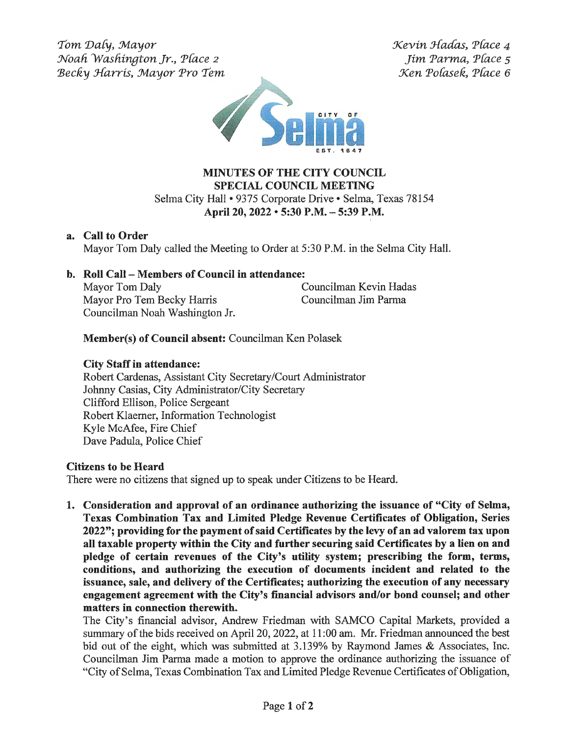*Tom Daly, Mayor*
*Noah Washington Jr., Place 2*
*Becky Harris, Mayor Pro Tem*

*Kevin Hadas, Place 4*
*Jim Parma, Place 5*
*Ken Polasek, Place 6*

# MINUTES OF THE CITY COUNCIL
## SPECIAL COUNCIL MEETING

Selma City Hall • 9375 Corporate Drive • Selma, Texas 78154
**April 20, 2022 • 5:30 P.M. – 5:39 P.M.**

**a. Call to Order**

Mayor Tom Daly called the Meeting to Order at 5:30 P.M. in the Selma City Hall.

**b. Roll Call – Members of Council in attendance:**

Mayor Tom Daly
Mayor Pro Tem Becky Harris
Councilman Noah Washington Jr.
Councilman Kevin Hadas
Councilman Jim Parma

**Member(s) of Council absent:** Councilman Ken Polasek

**City Staff in attendance:**

Robert Cardenas, Assistant City Secretary/Court Administrator
Johnny Casias, City Administrator/City Secretary
Clifford Ellison, Police Sergeant
Robert Klaerner, Information Technologist
Kyle McAfee, Fire Chief
Dave Padula, Police Chief

**Citizens to be Heard**

There were no citizens that signed up to speak under Citizens to be Heard.

**1. Consideration and approval of an ordinance authorizing the issuance of "City of Selma, Texas Combination Tax and Limited Pledge Revenue Certificates of Obligation, Series 2022"; providing for the payment of said Certificates by the levy of an ad valorem tax upon all taxable property within the City and further securing said Certificates by a lien on and pledge of certain revenues of the City's utility system; prescribing the form, terms, conditions, and authorizing the execution of documents incident and related to the issuance, sale, and delivery of the Certificates; authorizing the execution of any necessary engagement agreement with the City's financial advisors and/or bond counsel; and other matters in connection therewith.**

The City's financial advisor, Andrew Friedman with SAMCO Capital Markets, provided a summary of the bids received on April 20, 2022, at 11:00 am. Mr. Friedman announced the best bid out of the eight, which was submitted at 3.139% by Raymond James & Associates, Inc. Councilman Jim Parma made a motion to approve the ordinance authorizing the issuance of "City of Selma, Texas Combination Tax and Limited Pledge Revenue Certificates of Obligation,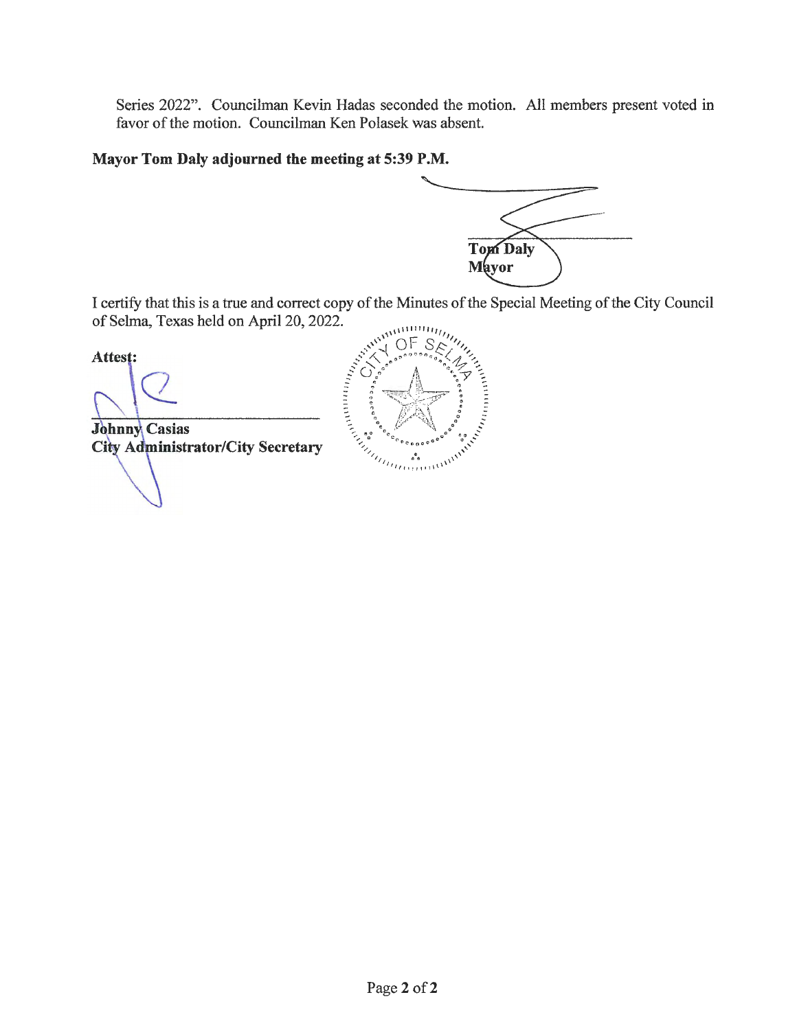Series 2022". Councilman Kevin Hadas seconded the motion. All members present voted in favor of the motion. Councilman Ken Polasek was absent.

**Mayor Tom Daly adjourned the meeting at 5:39 P.M.**

**Tom Daly**
**Mayor**

I certify that this is a true and correct copy of the Minutes of the Special Meeting of the City Council of Selma, Texas held on April 20, 2022.

**Attest:**

**Johnny Casias**
**City Administrator/City Secretary**

CITY OF SELMA